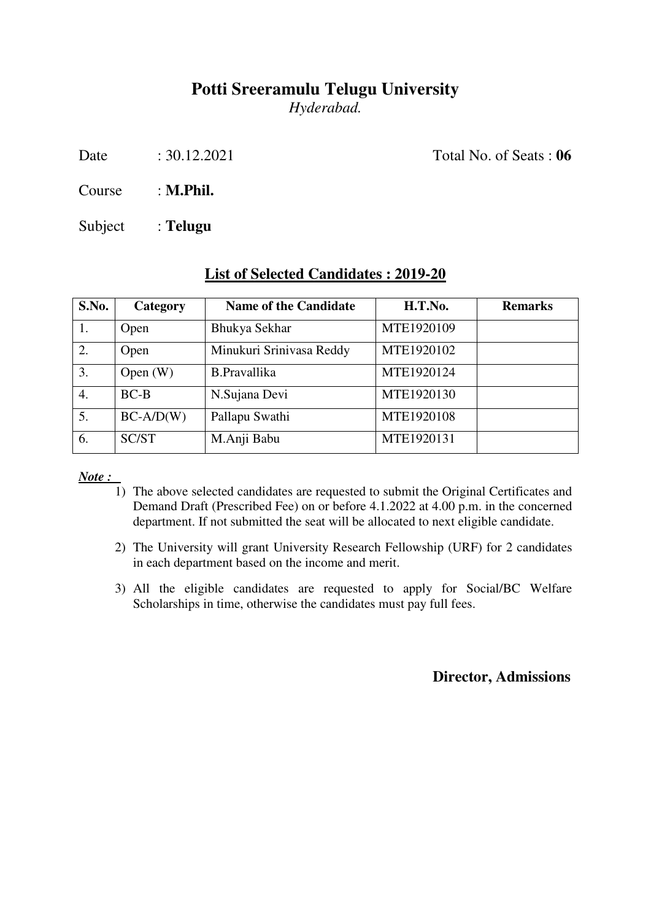# Potti Sreeramulu Telugu University

*Hyderabad.*

Date : 30.12.2021 Total No. of Seats : **06**

Course : **M.Phil.**

Subject : **Telugu**

## List of Selected Candidates : 2019-20

| S.No. | Category | Name of the Candidate | H.T.No. | Remarks |
|---|---|---|---|---|
| 1. | Open | Bhukya Sekhar | MTE1920109 | |
| 2. | Open | Minukuri Srinivasa Reddy | MTE1920102 | |
| 3. | Open (W) | B.Pravallika | MTE1920124 | |
| 4. | BC-B | N.Sujana Devi | MTE1920130 | |
| 5. | BC-A/D(W) | Pallapu Swathi | MTE1920108 | |
| 6. | SC/ST | M.Anji Babu | MTE1920131 | |

***Note :***

1) The above selected candidates are requested to submit the Original Certificates and Demand Draft (Prescribed Fee) on or before 4.1.2022 at 4.00 p.m. in the concerned department. If not submitted the seat will be allocated to next eligible candidate.
2) The University will grant University Research Fellowship (URF) for 2 candidates in each department based on the income and merit.
3) All the eligible candidates are requested to apply for Social/BC Welfare Scholarships in time, otherwise the candidates must pay full fees.

**Director, Admissions**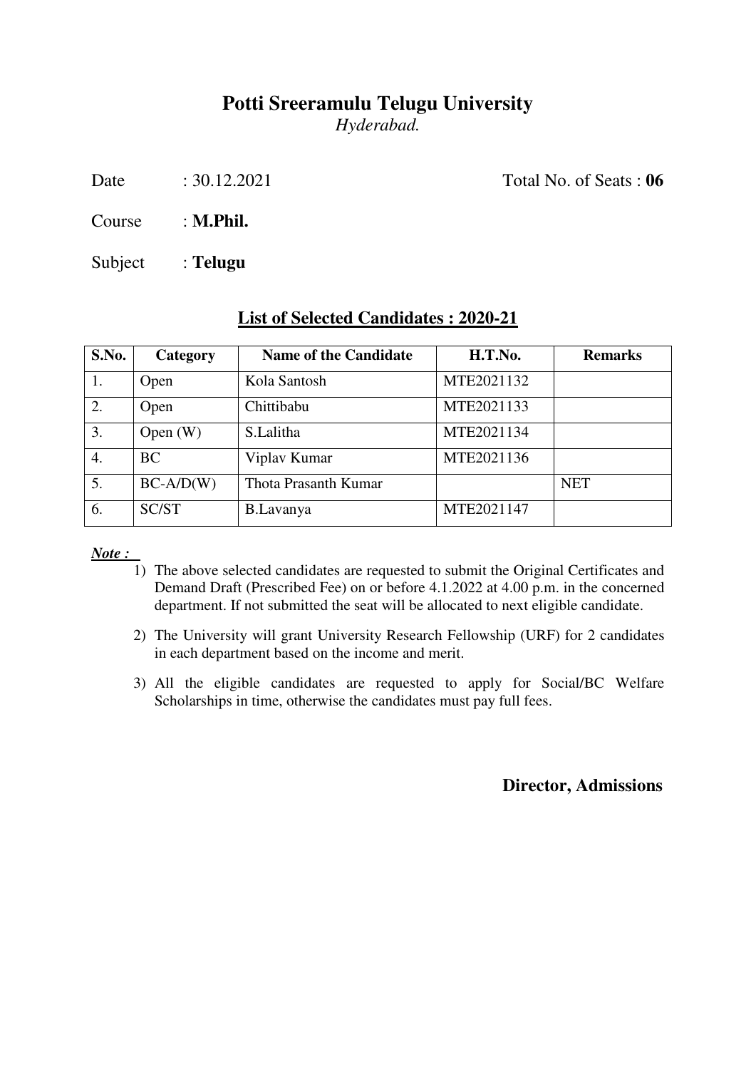# Potti Sreeramulu Telugu University

*Hyderabad.*

Date : 30.12.2021 Total No. of Seats : **06**

Course : **M.Phil.**

Subject : **Telugu**

## List of Selected Candidates : 2020-21

| S.No. | Category | Name of the Candidate | H.T.No. | Remarks |
|---|---|---|---|---|
| 1. | Open | Kola Santosh | MTE2021132 | |
| 2. | Open | Chittibabu | MTE2021133 | |
| 3. | Open (W) | S.Lalitha | MTE2021134 | |
| 4. | BC | Viplav Kumar | MTE2021136 | |
| 5. | BC-A/D(W) | Thota Prasanth Kumar | | NET |
| 6. | SC/ST | B.Lavanya | MTE2021147 | |

***Note :***

1) The above selected candidates are requested to submit the Original Certificates and Demand Draft (Prescribed Fee) on or before 4.1.2022 at 4.00 p.m. in the concerned department. If not submitted the seat will be allocated to next eligible candidate.
2) The University will grant University Research Fellowship (URF) for 2 candidates in each department based on the income and merit.
3) All the eligible candidates are requested to apply for Social/BC Welfare Scholarships in time, otherwise the candidates must pay full fees.

**Director, Admissions**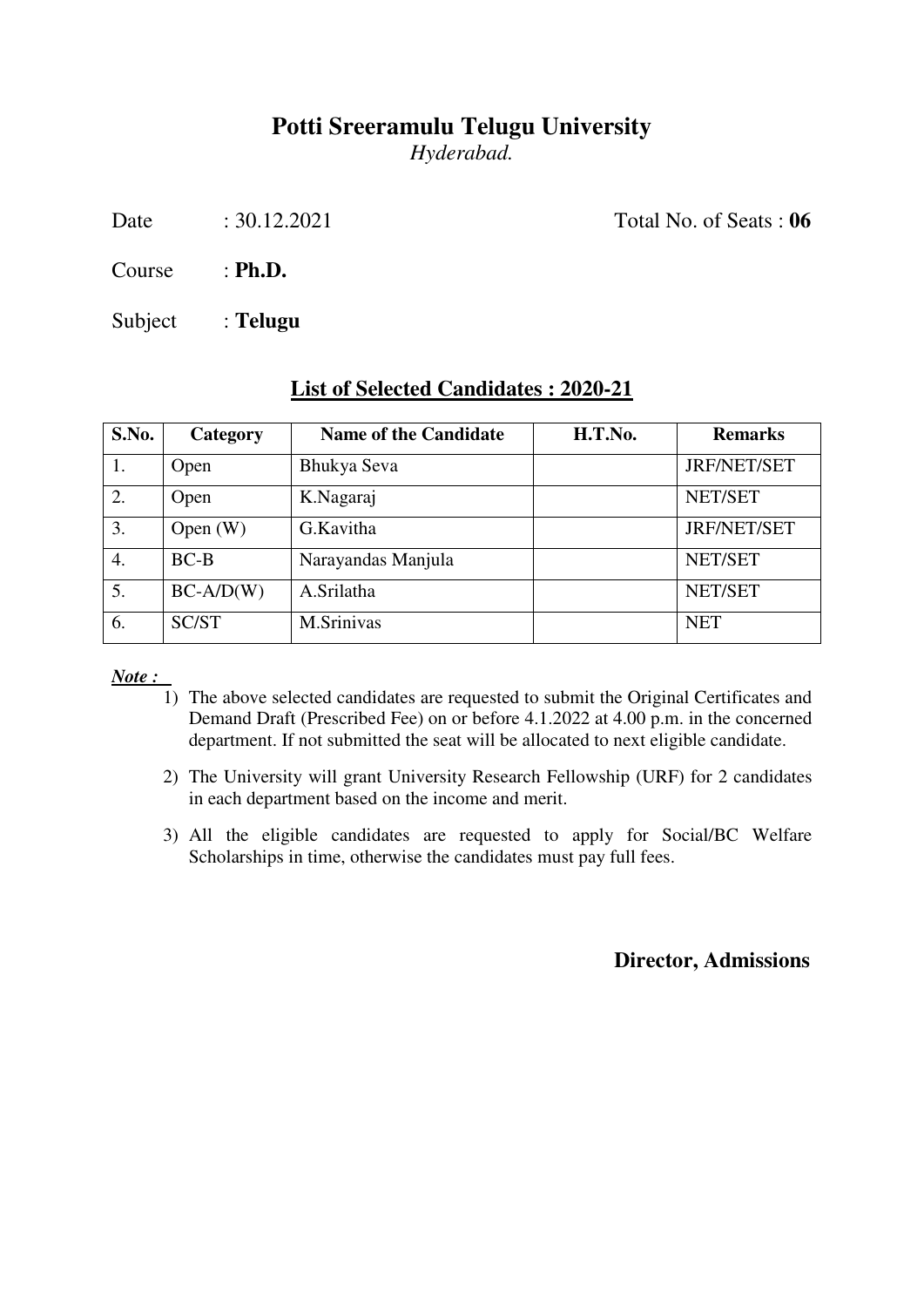# Potti Sreeramulu Telugu University

*Hyderabad.*

Date : 30.12.2021 Total No. of Seats : **06**

Course : **Ph.D.**

Subject : **Telugu**

## List of Selected Candidates : 2020-21

| S.No. | Category | Name of the Candidate | H.T.No. | Remarks |
|---|---|---|---|---|
| 1. | Open | Bhukya Seva | | JRF/NET/SET |
| 2. | Open | K.Nagaraj | | NET/SET |
| 3. | Open (W) | G.Kavitha | | JRF/NET/SET |
| 4. | BC-B | Narayandas Manjula | | NET/SET |
| 5. | BC-A/D(W) | A.Srilatha | | NET/SET |
| 6. | SC/ST | M.Srinivas | | NET |

***Note :***

1) The above selected candidates are requested to submit the Original Certificates and Demand Draft (Prescribed Fee) on or before 4.1.2022 at 4.00 p.m. in the concerned department. If not submitted the seat will be allocated to next eligible candidate.
2) The University will grant University Research Fellowship (URF) for 2 candidates in each department based on the income and merit.
3) All the eligible candidates are requested to apply for Social/BC Welfare Scholarships in time, otherwise the candidates must pay full fees.

**Director, Admissions**